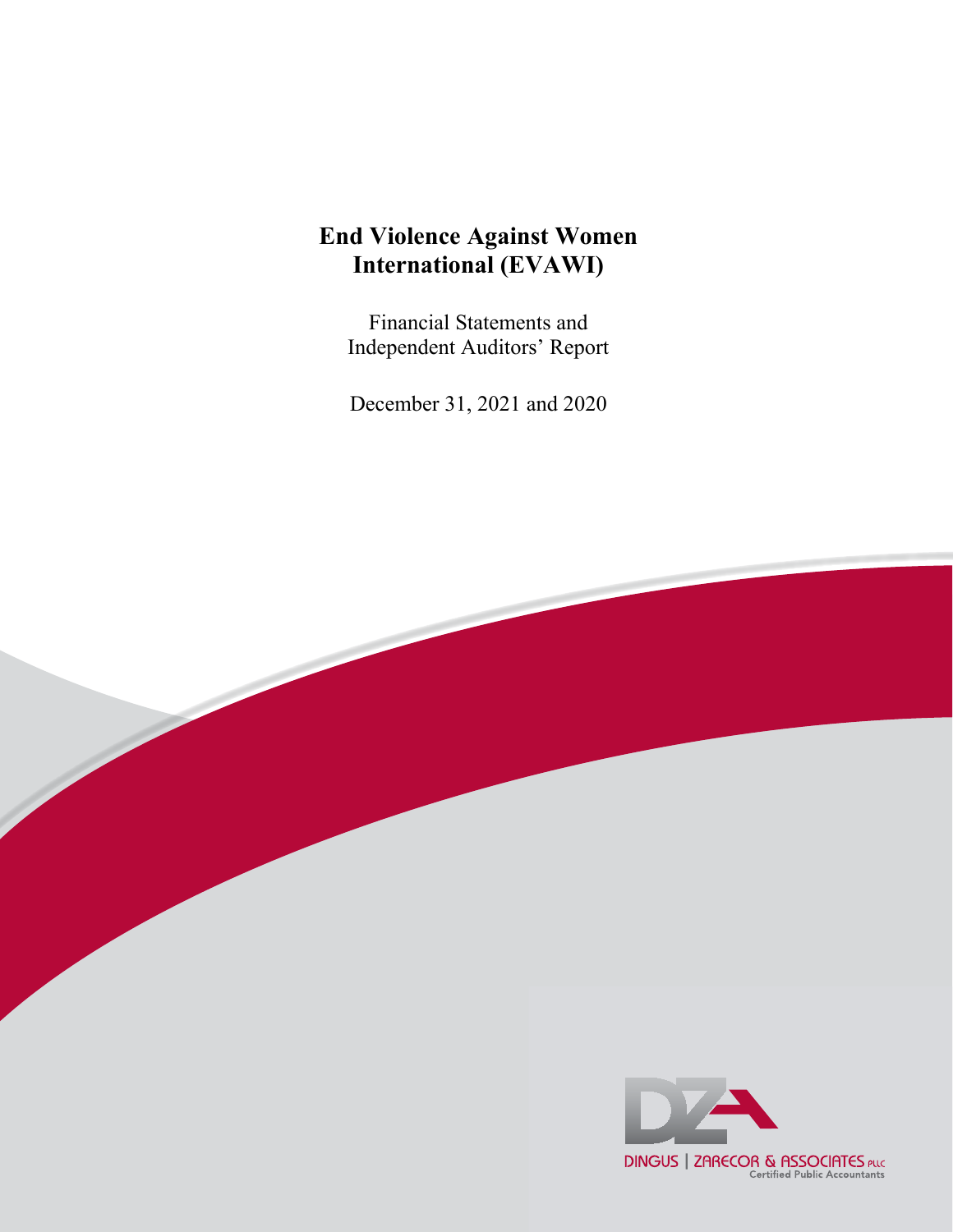# End Violence Against Women International (EVAWI)

Financial Statements and
Independent Auditors' Report

December 31, 2021 and 2020

DINGUS | ZARECOR & ASSOCIATES PLLC
Certified Public Accountants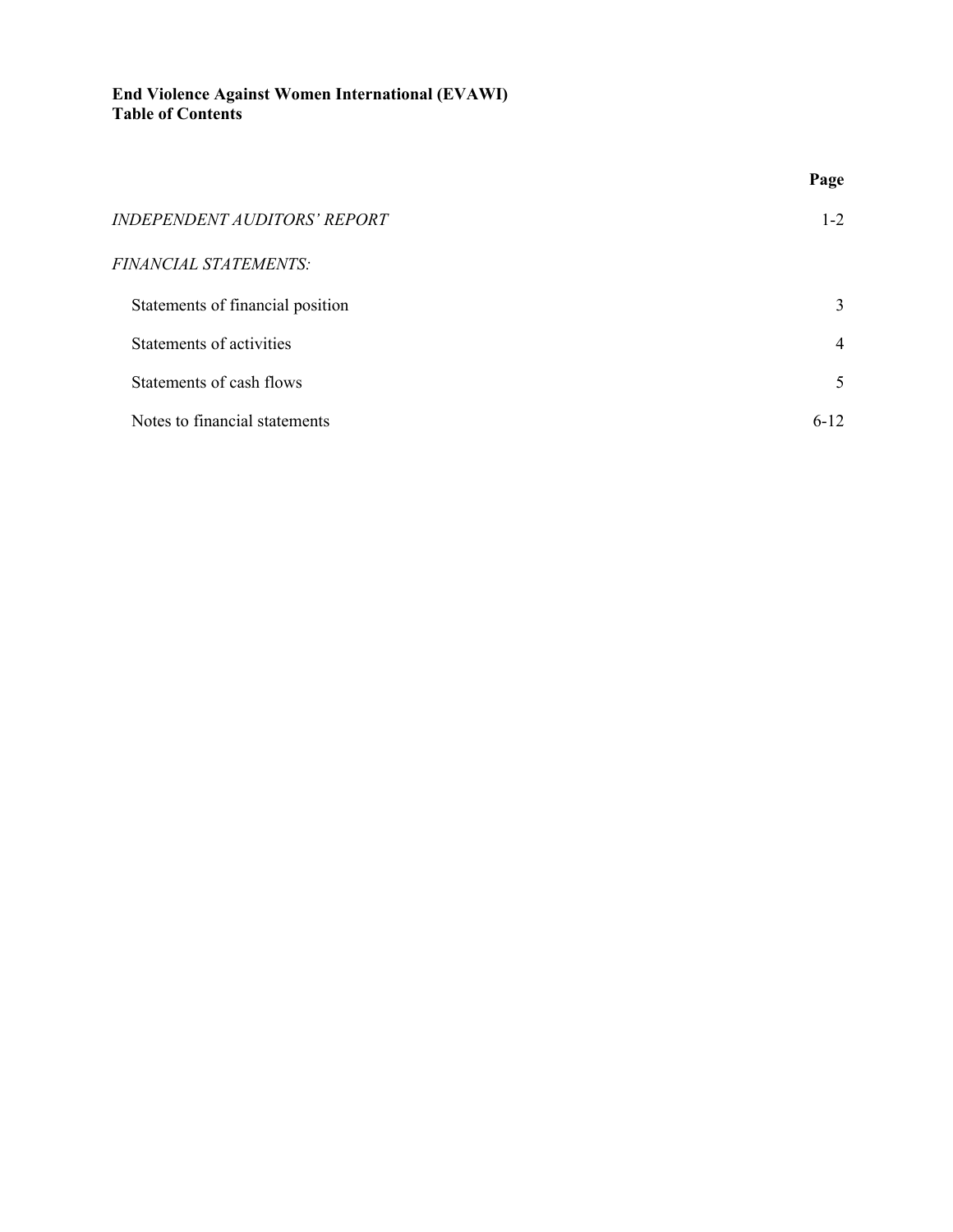**End Violence Against Women International (EVAWI)**
**Table of Contents**

| | Page |
|---|---|
| *INDEPENDENT AUDITORS' REPORT* | 1-2 |
| *FINANCIAL STATEMENTS:* | |
| Statements of financial position | 3 |
| Statements of activities | 4 |
| Statements of cash flows | 5 |
| Notes to financial statements | 6-12 |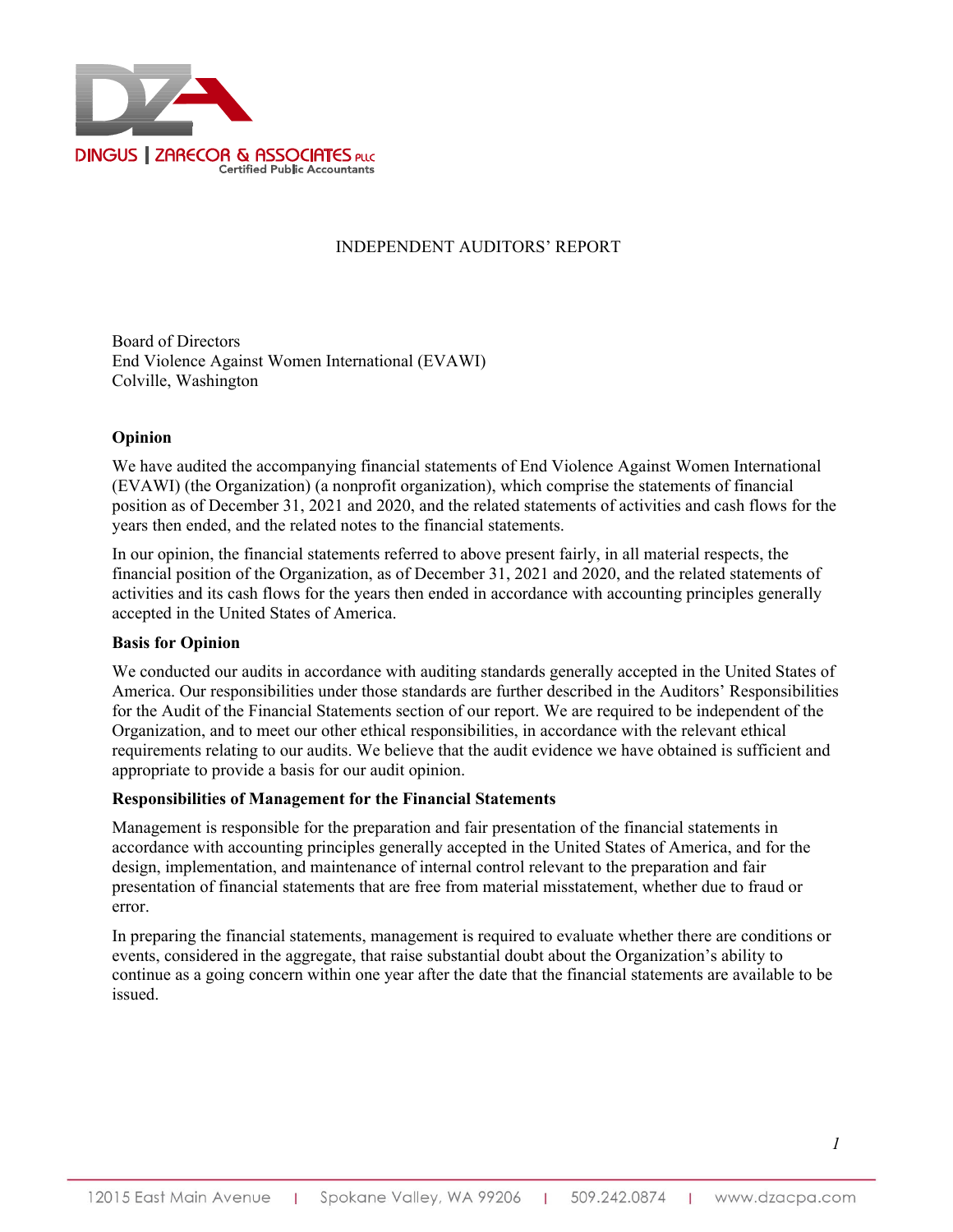DINGUS | ZARECOR & ASSOCIATES PLLC
Certified Public Accountants

# INDEPENDENT AUDITORS' REPORT

Board of Directors
End Violence Against Women International (EVAWI)
Colville, Washington

**Opinion**

We have audited the accompanying financial statements of End Violence Against Women International (EVAWI) (the Organization) (a nonprofit organization), which comprise the statements of financial position as of December 31, 2021 and 2020, and the related statements of activities and cash flows for the years then ended, and the related notes to the financial statements.

In our opinion, the financial statements referred to above present fairly, in all material respects, the financial position of the Organization, as of December 31, 2021 and 2020, and the related statements of activities and its cash flows for the years then ended in accordance with accounting principles generally accepted in the United States of America.

**Basis for Opinion**

We conducted our audits in accordance with auditing standards generally accepted in the United States of America. Our responsibilities under those standards are further described in the Auditors' Responsibilities for the Audit of the Financial Statements section of our report. We are required to be independent of the Organization, and to meet our other ethical responsibilities, in accordance with the relevant ethical requirements relating to our audits. We believe that the audit evidence we have obtained is sufficient and appropriate to provide a basis for our audit opinion.

**Responsibilities of Management for the Financial Statements**

Management is responsible for the preparation and fair presentation of the financial statements in accordance with accounting principles generally accepted in the United States of America, and for the design, implementation, and maintenance of internal control relevant to the preparation and fair presentation of financial statements that are free from material misstatement, whether due to fraud or error.

In preparing the financial statements, management is required to evaluate whether there are conditions or events, considered in the aggregate, that raise substantial doubt about the Organization's ability to continue as a going concern within one year after the date that the financial statements are available to be issued.

12015 East Main Avenue | Spokane Valley, WA 99206 | 509.242.0874 | www.dzacpa.com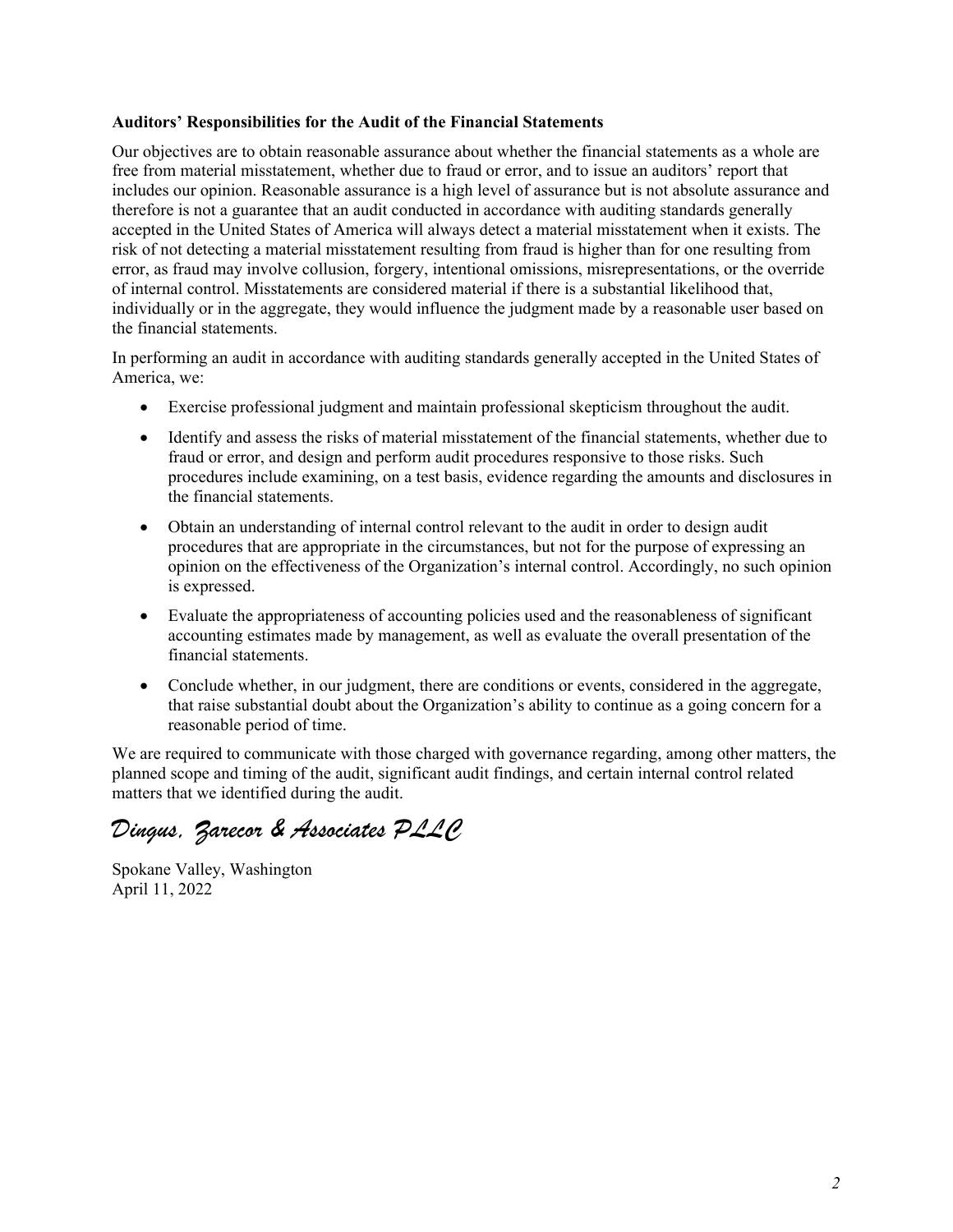**Auditors' Responsibilities for the Audit of the Financial Statements**

Our objectives are to obtain reasonable assurance about whether the financial statements as a whole are free from material misstatement, whether due to fraud or error, and to issue an auditors' report that includes our opinion. Reasonable assurance is a high level of assurance but is not absolute assurance and therefore is not a guarantee that an audit conducted in accordance with auditing standards generally accepted in the United States of America will always detect a material misstatement when it exists. The risk of not detecting a material misstatement resulting from fraud is higher than for one resulting from error, as fraud may involve collusion, forgery, intentional omissions, misrepresentations, or the override of internal control. Misstatements are considered material if there is a substantial likelihood that, individually or in the aggregate, they would influence the judgment made by a reasonable user based on the financial statements.

In performing an audit in accordance with auditing standards generally accepted in the United States of America, we:

- Exercise professional judgment and maintain professional skepticism throughout the audit.
- Identify and assess the risks of material misstatement of the financial statements, whether due to fraud or error, and design and perform audit procedures responsive to those risks. Such procedures include examining, on a test basis, evidence regarding the amounts and disclosures in the financial statements.
- Obtain an understanding of internal control relevant to the audit in order to design audit procedures that are appropriate in the circumstances, but not for the purpose of expressing an opinion on the effectiveness of the Organization's internal control. Accordingly, no such opinion is expressed.
- Evaluate the appropriateness of accounting policies used and the reasonableness of significant accounting estimates made by management, as well as evaluate the overall presentation of the financial statements.
- Conclude whether, in our judgment, there are conditions or events, considered in the aggregate, that raise substantial doubt about the Organization's ability to continue as a going concern for a reasonable period of time.

We are required to communicate with those charged with governance regarding, among other matters, the planned scope and timing of the audit, significant audit findings, and certain internal control related matters that we identified during the audit.

*Dingus, Zarecor & Associates PLLC*

Spokane Valley, Washington
April 11, 2022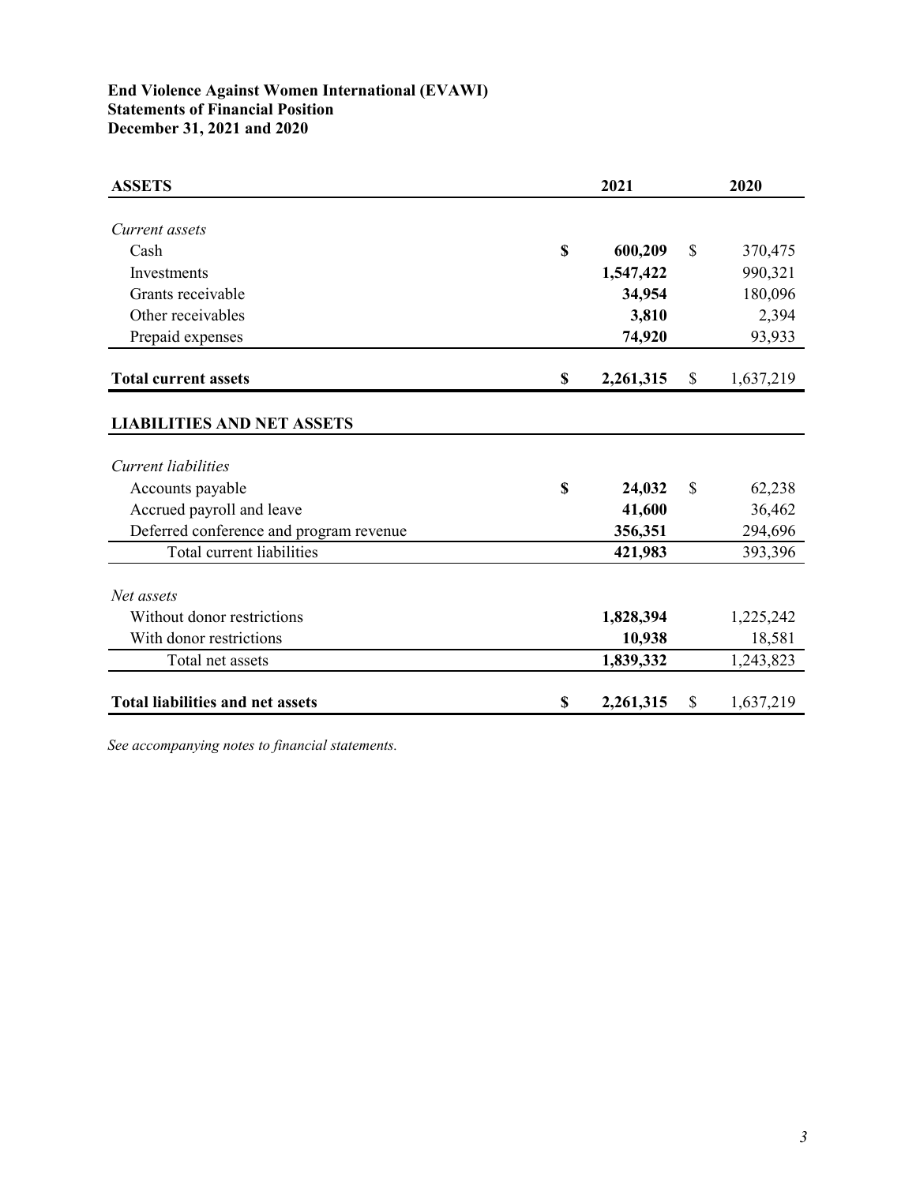**End Violence Against Women International (EVAWI)**
**Statements of Financial Position**
**December 31, 2021 and 2020**

| ASSETS | 2021 | 2020 |
|---|---|---|
| *Current assets* | | |
| Cash | **$ 600,209** | $ 370,475 |
| Investments | **1,547,422** | 990,321 |
| Grants receivable | **34,954** | 180,096 |
| Other receivables | **3,810** | 2,394 |
| Prepaid expenses | **74,920** | 93,933 |
| **Total current assets** | **$ 2,261,315** | $ 1,637,219 |
| **LIABILITIES AND NET ASSETS** | | |
| *Current liabilities* | | |
| Accounts payable | **$ 24,032** | $ 62,238 |
| Accrued payroll and leave | **41,600** | 36,462 |
| Deferred conference and program revenue | **356,351** | 294,696 |
| Total current liabilities | **421,983** | 393,396 |
| *Net assets* | | |
| Without donor restrictions | **1,828,394** | 1,225,242 |
| With donor restrictions | **10,938** | 18,581 |
| Total net assets | **1,839,332** | 1,243,823 |
| **Total liabilities and net assets** | **$ 2,261,315** | $ 1,637,219 |

*See accompanying notes to financial statements.*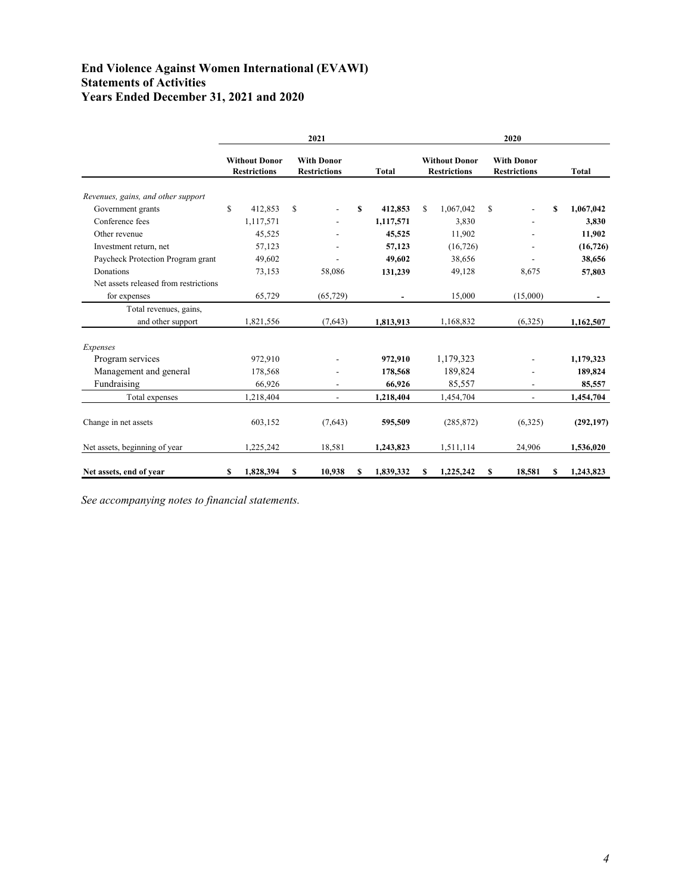# End Violence Against Women International (EVAWI)
# Statements of Activities
# Years Ended December 31, 2021 and 2020

| | 2021 | | | 2020 | | |
|---|---|---|---|---|---|---|
| | Without Donor Restrictions | With Donor Restrictions | Total | Without Donor Restrictions | With Donor Restrictions | Total |
| *Revenues, gains, and other support* | | | | | | |
| Government grants | $ 412,853 | $ - | **$ 412,853** | $ 1,067,042 | $ - | **$ 1,067,042** |
| Conference fees | 1,117,571 | - | **1,117,571** | 3,830 | - | **3,830** |
| Other revenue | 45,525 | - | **45,525** | 11,902 | - | **11,902** |
| Investment return, net | 57,123 | - | **57,123** | (16,726) | - | **(16,726)** |
| Paycheck Protection Program grant | 49,602 | - | **49,602** | 38,656 | - | **38,656** |
| Donations | 73,153 | 58,086 | **131,239** | 49,128 | 8,675 | **57,803** |
| Net assets released from restrictions for expenses | 65,729 | (65,729) | **-** | 15,000 | (15,000) | **-** |
| Total revenues, gains, and other support | 1,821,556 | (7,643) | **1,813,913** | 1,168,832 | (6,325) | **1,162,507** |
| *Expenses* | | | | | | |
| Program services | 972,910 | - | **972,910** | 1,179,323 | - | **1,179,323** |
| Management and general | 178,568 | - | **178,568** | 189,824 | - | **189,824** |
| Fundraising | 66,926 | - | **66,926** | 85,557 | - | **85,557** |
| Total expenses | 1,218,404 | - | **1,218,404** | 1,454,704 | - | **1,454,704** |
| Change in net assets | 603,152 | (7,643) | **595,509** | (285,872) | (6,325) | **(292,197)** |
| Net assets, beginning of year | 1,225,242 | 18,581 | **1,243,823** | 1,511,114 | 24,906 | **1,536,020** |
| **Net assets, end of year** | **$ 1,828,394** | **$ 10,938** | **$ 1,839,332** | **$ 1,225,242** | **$ 18,581** | **$ 1,243,823** |

*See accompanying notes to financial statements.*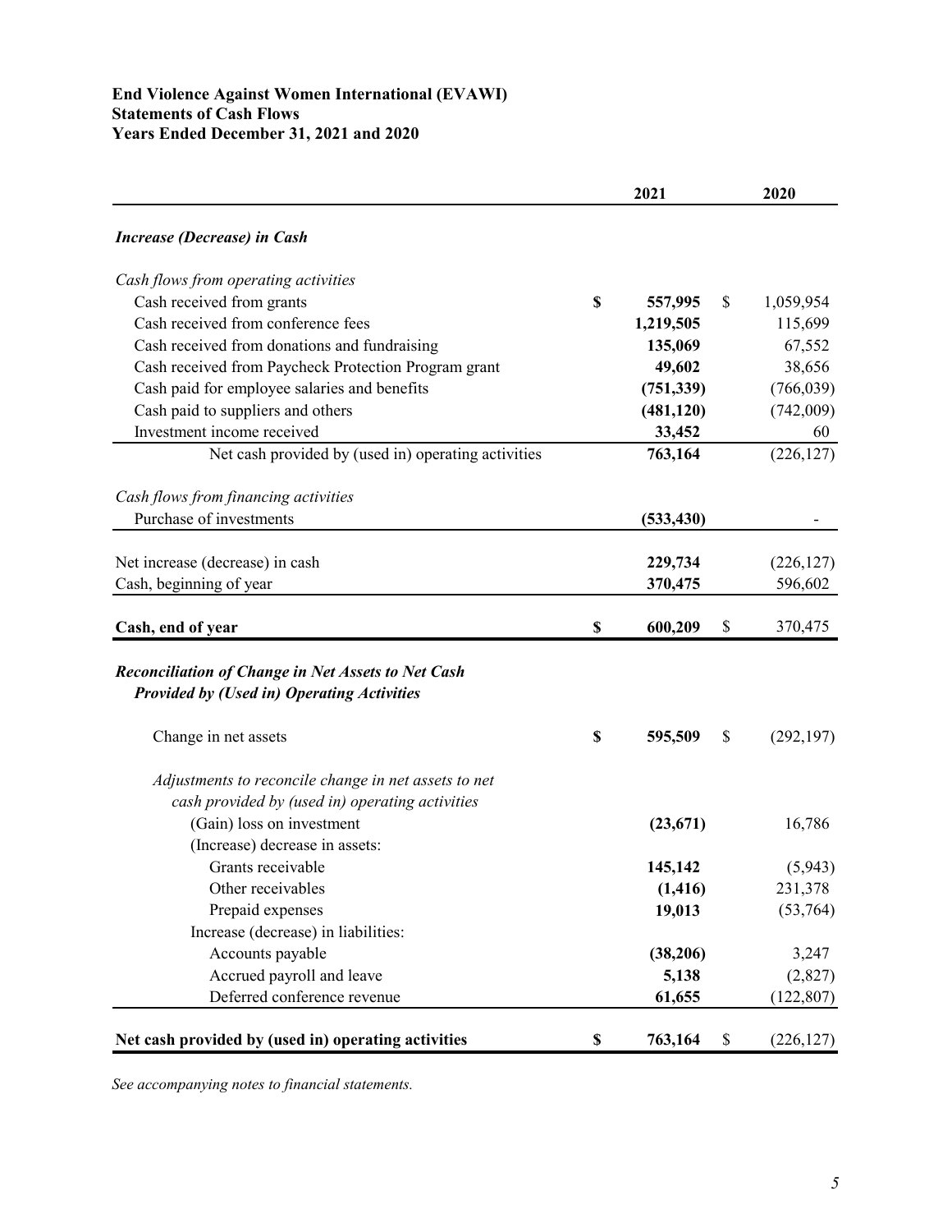**End Violence Against Women International (EVAWI)**
**Statements of Cash Flows**
**Years Ended December 31, 2021 and 2020**

| | 2021 | 2020 |
|---|---|---|
| ***Increase (Decrease) in Cash*** | | |
| *Cash flows from operating activities* | | |
| Cash received from grants | **$ 557,995** | $ 1,059,954 |
| Cash received from conference fees | **1,219,505** | 115,699 |
| Cash received from donations and fundraising | **135,069** | 67,552 |
| Cash received from Paycheck Protection Program grant | **49,602** | 38,656 |
| Cash paid for employee salaries and benefits | **(751,339)** | (766,039) |
| Cash paid to suppliers and others | **(481,120)** | (742,009) |
| Investment income received | **33,452** | 60 |
| Net cash provided by (used in) operating activities | **763,164** | (226,127) |
| *Cash flows from financing activities* | | |
| Purchase of investments | **(533,430)** | - |
| Net increase (decrease) in cash | **229,734** | (226,127) |
| Cash, beginning of year | **370,475** | 596,602 |
| **Cash, end of year** | **$ 600,209** | $ 370,475 |
| ***Reconciliation of Change in Net Assets to Net Cash Provided by (Used in) Operating Activities*** | | |
| Change in net assets | **$ 595,509** | $ (292,197) |
| *Adjustments to reconcile change in net assets to net cash provided by (used in) operating activities* | | |
| (Gain) loss on investment | **(23,671)** | 16,786 |
| (Increase) decrease in assets: | | |
| Grants receivable | **145,142** | (5,943) |
| Other receivables | **(1,416)** | 231,378 |
| Prepaid expenses | **19,013** | (53,764) |
| Increase (decrease) in liabilities: | | |
| Accounts payable | **(38,206)** | 3,247 |
| Accrued payroll and leave | **5,138** | (2,827) |
| Deferred conference revenue | **61,655** | (122,807) |
| **Net cash provided by (used in) operating activities** | **$ 763,164** | $ (226,127) |

*See accompanying notes to financial statements.*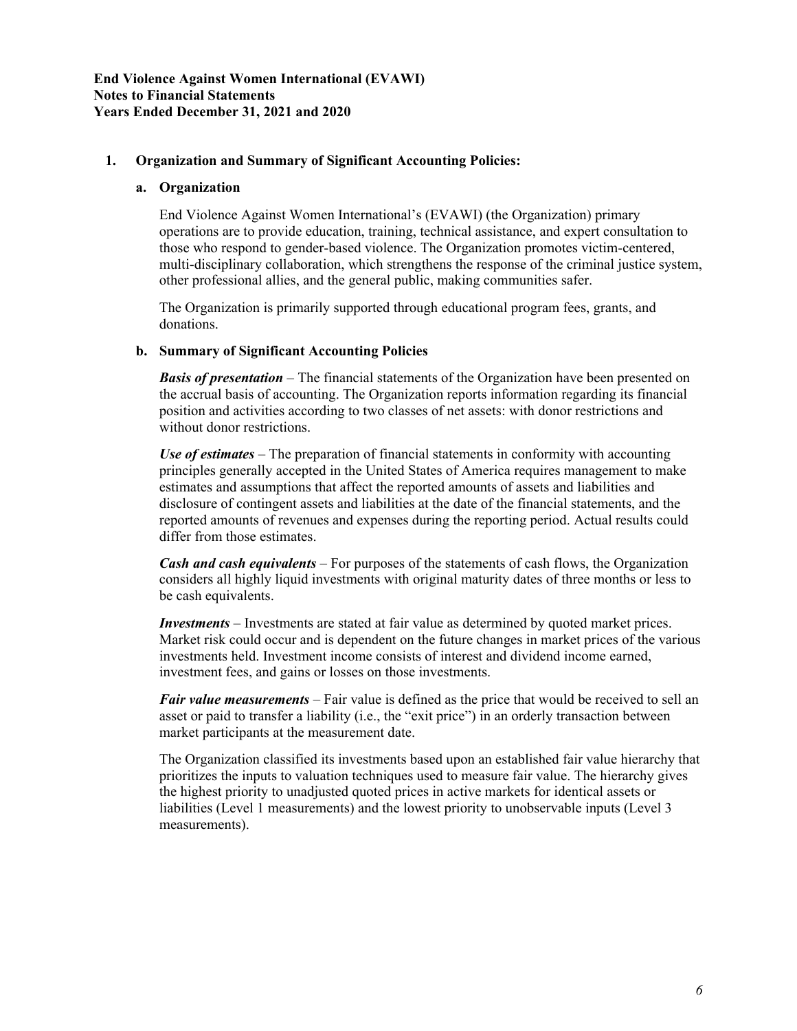**End Violence Against Women International (EVAWI)**
**Notes to Financial Statements**
**Years Ended December 31, 2021 and 2020**

## 1. Organization and Summary of Significant Accounting Policies:

### a. Organization

End Violence Against Women International's (EVAWI) (the Organization) primary operations are to provide education, training, technical assistance, and expert consultation to those who respond to gender-based violence. The Organization promotes victim-centered, multi-disciplinary collaboration, which strengthens the response of the criminal justice system, other professional allies, and the general public, making communities safer.

The Organization is primarily supported through educational program fees, grants, and donations.

### b. Summary of Significant Accounting Policies

***Basis of presentation*** – The financial statements of the Organization have been presented on the accrual basis of accounting. The Organization reports information regarding its financial position and activities according to two classes of net assets: with donor restrictions and without donor restrictions.

***Use of estimates*** – The preparation of financial statements in conformity with accounting principles generally accepted in the United States of America requires management to make estimates and assumptions that affect the reported amounts of assets and liabilities and disclosure of contingent assets and liabilities at the date of the financial statements, and the reported amounts of revenues and expenses during the reporting period. Actual results could differ from those estimates.

***Cash and cash equivalents*** – For purposes of the statements of cash flows, the Organization considers all highly liquid investments with original maturity dates of three months or less to be cash equivalents.

***Investments*** – Investments are stated at fair value as determined by quoted market prices. Market risk could occur and is dependent on the future changes in market prices of the various investments held. Investment income consists of interest and dividend income earned, investment fees, and gains or losses on those investments.

***Fair value measurements*** – Fair value is defined as the price that would be received to sell an asset or paid to transfer a liability (i.e., the "exit price") in an orderly transaction between market participants at the measurement date.

The Organization classified its investments based upon an established fair value hierarchy that prioritizes the inputs to valuation techniques used to measure fair value. The hierarchy gives the highest priority to unadjusted quoted prices in active markets for identical assets or liabilities (Level 1 measurements) and the lowest priority to unobservable inputs (Level 3 measurements).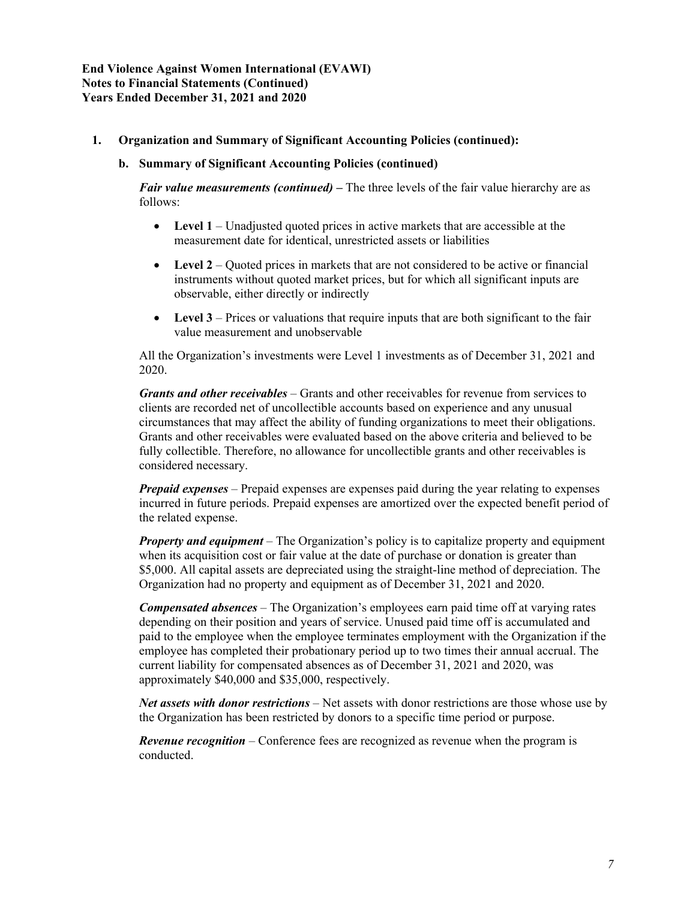**End Violence Against Women International (EVAWI)**
**Notes to Financial Statements (Continued)**
**Years Ended December 31, 2021 and 2020**

1. **Organization and Summary of Significant Accounting Policies (continued):**

   **b. Summary of Significant Accounting Policies (continued)**

   ***Fair value measurements (continued)*** – The three levels of the fair value hierarchy are as follows:

   - **Level 1** – Unadjusted quoted prices in active markets that are accessible at the measurement date for identical, unrestricted assets or liabilities
   - **Level 2** – Quoted prices in markets that are not considered to be active or financial instruments without quoted market prices, but for which all significant inputs are observable, either directly or indirectly
   - **Level 3** – Prices or valuations that require inputs that are both significant to the fair value measurement and unobservable

   All the Organization's investments were Level 1 investments as of December 31, 2021 and 2020.

   ***Grants and other receivables*** – Grants and other receivables for revenue from services to clients are recorded net of uncollectible accounts based on experience and any unusual circumstances that may affect the ability of funding organizations to meet their obligations. Grants and other receivables were evaluated based on the above criteria and believed to be fully collectible. Therefore, no allowance for uncollectible grants and other receivables is considered necessary.

   ***Prepaid expenses*** – Prepaid expenses are expenses paid during the year relating to expenses incurred in future periods. Prepaid expenses are amortized over the expected benefit period of the related expense.

   ***Property and equipment*** – The Organization's policy is to capitalize property and equipment when its acquisition cost or fair value at the date of purchase or donation is greater than $5,000. All capital assets are depreciated using the straight-line method of depreciation. The Organization had no property and equipment as of December 31, 2021 and 2020.

   ***Compensated absences*** – The Organization's employees earn paid time off at varying rates depending on their position and years of service. Unused paid time off is accumulated and paid to the employee when the employee terminates employment with the Organization if the employee has completed their probationary period up to two times their annual accrual. The current liability for compensated absences as of December 31, 2021 and 2020, was approximately $40,000 and $35,000, respectively.

   ***Net assets with donor restrictions*** – Net assets with donor restrictions are those whose use by the Organization has been restricted by donors to a specific time period or purpose.

   ***Revenue recognition*** – Conference fees are recognized as revenue when the program is conducted.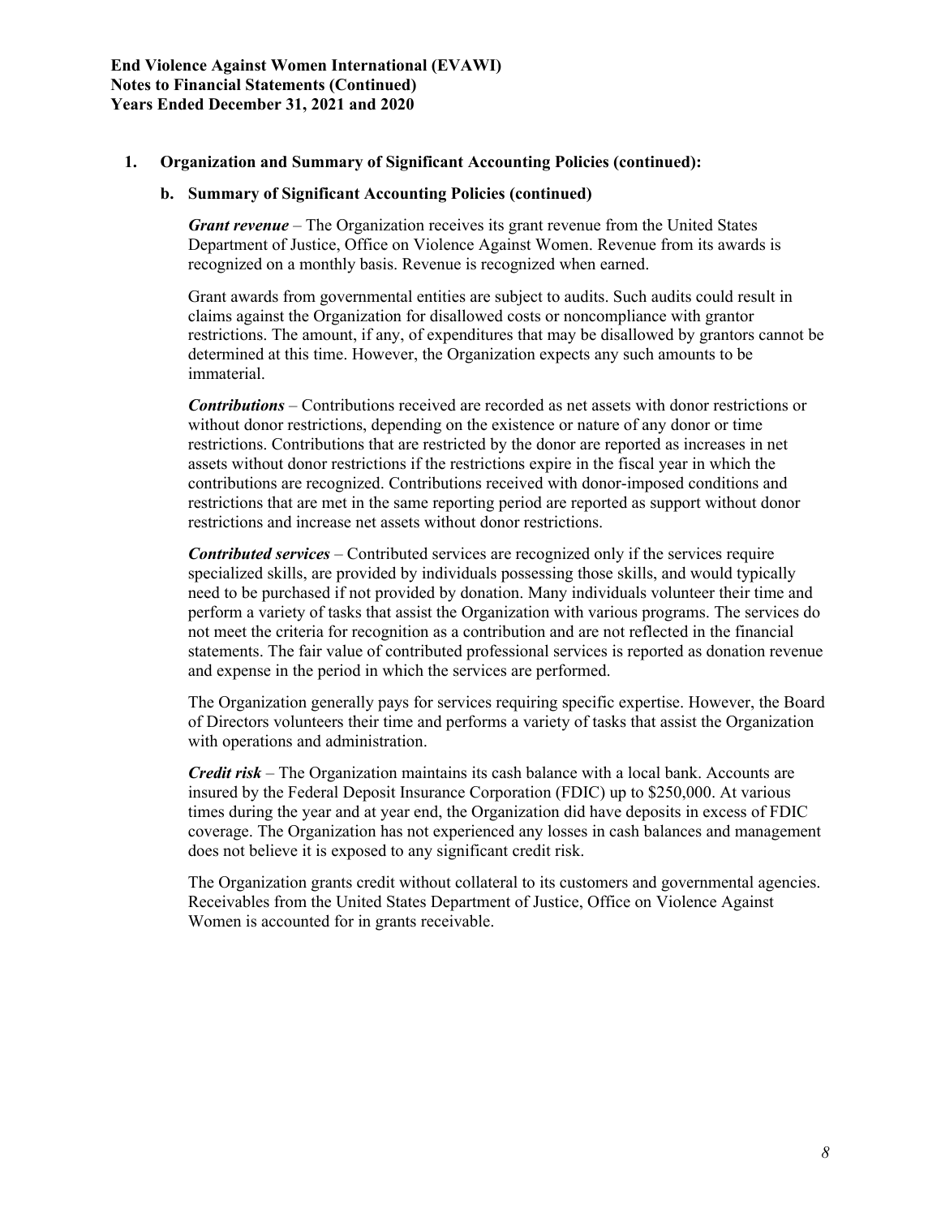## 1. Organization and Summary of Significant Accounting Policies (continued):

### b. Summary of Significant Accounting Policies (continued)

***Grant revenue*** – The Organization receives its grant revenue from the United States Department of Justice, Office on Violence Against Women. Revenue from its awards is recognized on a monthly basis. Revenue is recognized when earned.

Grant awards from governmental entities are subject to audits. Such audits could result in claims against the Organization for disallowed costs or noncompliance with grantor restrictions. The amount, if any, of expenditures that may be disallowed by grantors cannot be determined at this time. However, the Organization expects any such amounts to be immaterial.

***Contributions*** – Contributions received are recorded as net assets with donor restrictions or without donor restrictions, depending on the existence or nature of any donor or time restrictions. Contributions that are restricted by the donor are reported as increases in net assets without donor restrictions if the restrictions expire in the fiscal year in which the contributions are recognized. Contributions received with donor-imposed conditions and restrictions that are met in the same reporting period are reported as support without donor restrictions and increase net assets without donor restrictions.

***Contributed services*** – Contributed services are recognized only if the services require specialized skills, are provided by individuals possessing those skills, and would typically need to be purchased if not provided by donation. Many individuals volunteer their time and perform a variety of tasks that assist the Organization with various programs. The services do not meet the criteria for recognition as a contribution and are not reflected in the financial statements. The fair value of contributed professional services is reported as donation revenue and expense in the period in which the services are performed.

The Organization generally pays for services requiring specific expertise. However, the Board of Directors volunteers their time and performs a variety of tasks that assist the Organization with operations and administration.

***Credit risk*** – The Organization maintains its cash balance with a local bank. Accounts are insured by the Federal Deposit Insurance Corporation (FDIC) up to $250,000. At various times during the year and at year end, the Organization did have deposits in excess of FDIC coverage. The Organization has not experienced any losses in cash balances and management does not believe it is exposed to any significant credit risk.

The Organization grants credit without collateral to its customers and governmental agencies. Receivables from the United States Department of Justice, Office on Violence Against Women is accounted for in grants receivable.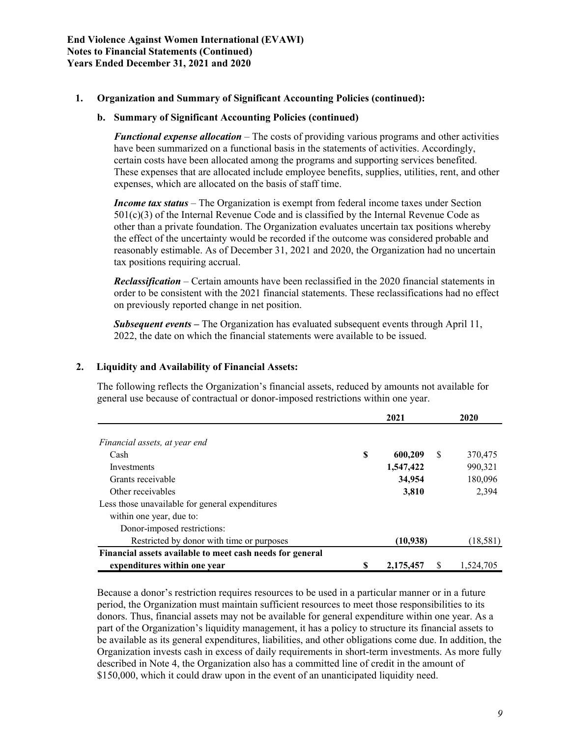**End Violence Against Women International (EVAWI)**
**Notes to Financial Statements (Continued)**
**Years Ended December 31, 2021 and 2020**

## 1. Organization and Summary of Significant Accounting Policies (continued):

### b. Summary of Significant Accounting Policies (continued)

***Functional expense allocation*** – The costs of providing various programs and other activities have been summarized on a functional basis in the statements of activities. Accordingly, certain costs have been allocated among the programs and supporting services benefited. These expenses that are allocated include employee benefits, supplies, utilities, rent, and other expenses, which are allocated on the basis of staff time.

***Income tax status*** – The Organization is exempt from federal income taxes under Section 501(c)(3) of the Internal Revenue Code and is classified by the Internal Revenue Code as other than a private foundation. The Organization evaluates uncertain tax positions whereby the effect of the uncertainty would be recorded if the outcome was considered probable and reasonably estimable. As of December 31, 2021 and 2020, the Organization had no uncertain tax positions requiring accrual.

***Reclassification*** – Certain amounts have been reclassified in the 2020 financial statements in order to be consistent with the 2021 financial statements. These reclassifications had no effect on previously reported change in net position.

***Subsequent events*** **–** The Organization has evaluated subsequent events through April 11, 2022, the date on which the financial statements were available to be issued.

## 2. Liquidity and Availability of Financial Assets:

The following reflects the Organization's financial assets, reduced by amounts not available for general use because of contractual or donor-imposed restrictions within one year.

| | 2021 | 2020 |
|---|---|---|
| *Financial assets, at year end* | | |
| Cash | **$ 600,209** | $ 370,475 |
| Investments | **1,547,422** | 990,321 |
| Grants receivable | **34,954** | 180,096 |
| Other receivables | **3,810** | 2,394 |
| Less those unavailable for general expenditures within one year, due to: | | |
| Donor-imposed restrictions: | | |
| Restricted by donor with time or purposes | **(10,938)** | (18,581) |
| **Financial assets available to meet cash needs for general expenditures within one year** | **$ 2,175,457** | $ 1,524,705 |

Because a donor's restriction requires resources to be used in a particular manner or in a future period, the Organization must maintain sufficient resources to meet those responsibilities to its donors. Thus, financial assets may not be available for general expenditure within one year. As a part of the Organization's liquidity management, it has a policy to structure its financial assets to be available as its general expenditures, liabilities, and other obligations come due. In addition, the Organization invests cash in excess of daily requirements in short-term investments. As more fully described in Note 4, the Organization also has a committed line of credit in the amount of $150,000, which it could draw upon in the event of an unanticipated liquidity need.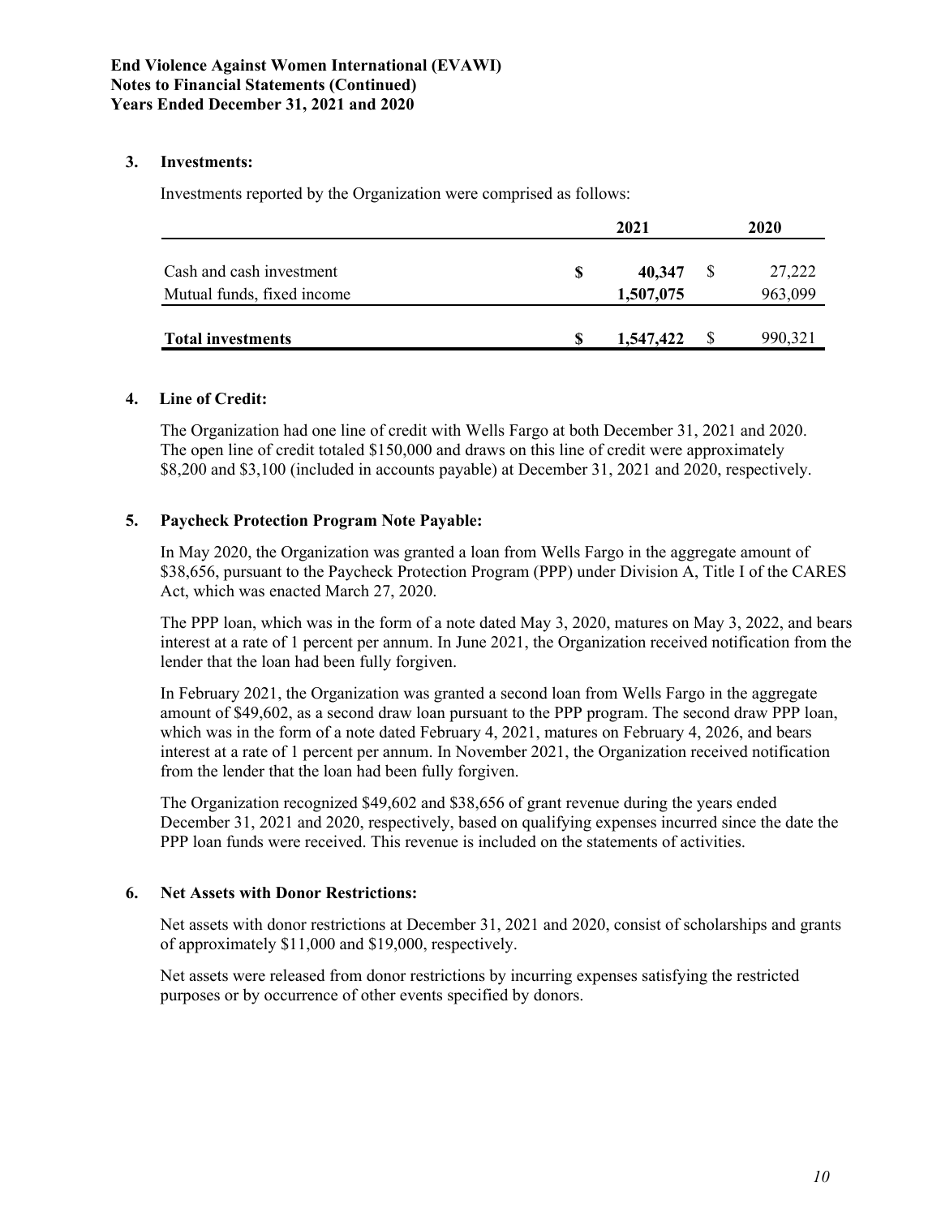## 3. Investments:

Investments reported by the Organization were comprised as follows:

| | 2021 | 2020 |
|---|---|---|
| Cash and cash investment | $ 40,347 | $ 27,222 |
| Mutual funds, fixed income | 1,507,075 | 963,099 |
| **Total investments** | **$ 1,547,422** | $ 990,321 |

## 4. Line of Credit:

The Organization had one line of credit with Wells Fargo at both December 31, 2021 and 2020. The open line of credit totaled $150,000 and draws on this line of credit were approximately $8,200 and $3,100 (included in accounts payable) at December 31, 2021 and 2020, respectively.

## 5. Paycheck Protection Program Note Payable:

In May 2020, the Organization was granted a loan from Wells Fargo in the aggregate amount of $38,656, pursuant to the Paycheck Protection Program (PPP) under Division A, Title I of the CARES Act, which was enacted March 27, 2020.

The PPP loan, which was in the form of a note dated May 3, 2020, matures on May 3, 2022, and bears interest at a rate of 1 percent per annum. In June 2021, the Organization received notification from the lender that the loan had been fully forgiven.

In February 2021, the Organization was granted a second loan from Wells Fargo in the aggregate amount of $49,602, as a second draw loan pursuant to the PPP program. The second draw PPP loan, which was in the form of a note dated February 4, 2021, matures on February 4, 2026, and bears interest at a rate of 1 percent per annum. In November 2021, the Organization received notification from the lender that the loan had been fully forgiven.

The Organization recognized $49,602 and $38,656 of grant revenue during the years ended December 31, 2021 and 2020, respectively, based on qualifying expenses incurred since the date the PPP loan funds were received. This revenue is included on the statements of activities.

## 6. Net Assets with Donor Restrictions:

Net assets with donor restrictions at December 31, 2021 and 2020, consist of scholarships and grants of approximately $11,000 and $19,000, respectively.

Net assets were released from donor restrictions by incurring expenses satisfying the restricted purposes or by occurrence of other events specified by donors.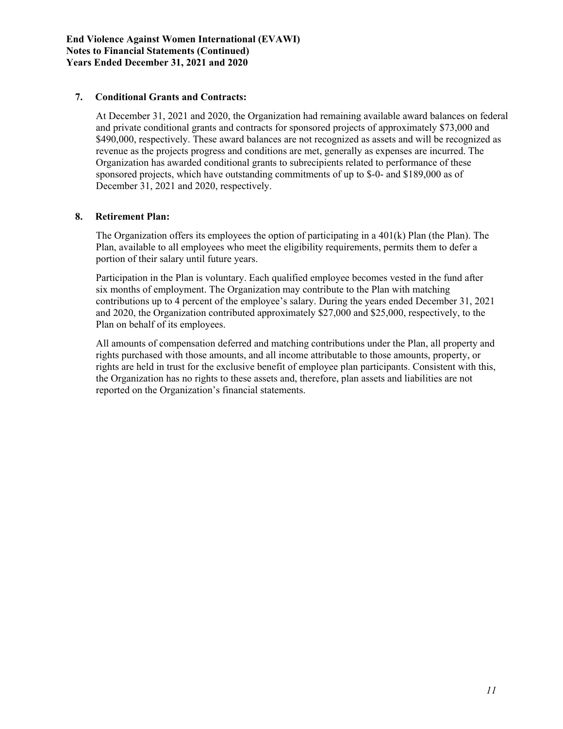## 7. Conditional Grants and Contracts:

At December 31, 2021 and 2020, the Organization had remaining available award balances on federal and private conditional grants and contracts for sponsored projects of approximately $73,000 and $490,000, respectively. These award balances are not recognized as assets and will be recognized as revenue as the projects progress and conditions are met, generally as expenses are incurred. The Organization has awarded conditional grants to subrecipients related to performance of these sponsored projects, which have outstanding commitments of up to $-0- and $189,000 as of December 31, 2021 and 2020, respectively.

## 8. Retirement Plan:

The Organization offers its employees the option of participating in a 401(k) Plan (the Plan). The Plan, available to all employees who meet the eligibility requirements, permits them to defer a portion of their salary until future years.

Participation in the Plan is voluntary. Each qualified employee becomes vested in the fund after six months of employment. The Organization may contribute to the Plan with matching contributions up to 4 percent of the employee's salary. During the years ended December 31, 2021 and 2020, the Organization contributed approximately $27,000 and $25,000, respectively, to the Plan on behalf of its employees.

All amounts of compensation deferred and matching contributions under the Plan, all property and rights purchased with those amounts, and all income attributable to those amounts, property, or rights are held in trust for the exclusive benefit of employee plan participants. Consistent with this, the Organization has no rights to these assets and, therefore, plan assets and liabilities are not reported on the Organization's financial statements.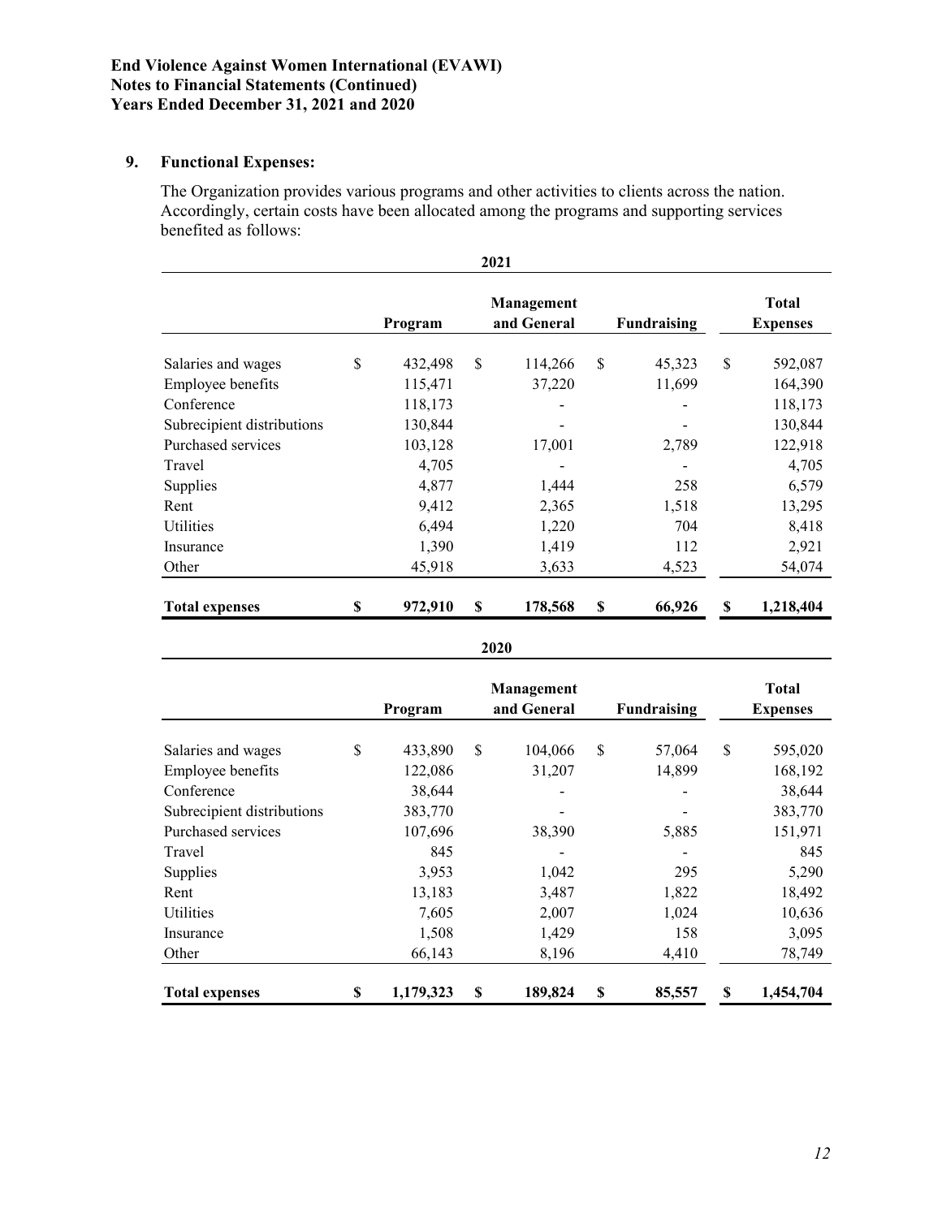**End Violence Against Women International (EVAWI)**
**Notes to Financial Statements (Continued)**
**Years Ended December 31, 2021 and 2020**

## 9. Functional Expenses:

The Organization provides various programs and other activities to clients across the nation. Accordingly, certain costs have been allocated among the programs and supporting services benefited as follows:

**2021**

| | Program | Management and General | Fundraising | Total Expenses |
|---|---|---|---|---|
| Salaries and wages | $ 432,498 | $ 114,266 | $ 45,323 | $ 592,087 |
| Employee benefits | 115,471 | 37,220 | 11,699 | 164,390 |
| Conference | 118,173 | - | - | 118,173 |
| Subrecipient distributions | 130,844 | - | - | 130,844 |
| Purchased services | 103,128 | 17,001 | 2,789 | 122,918 |
| Travel | 4,705 | - | - | 4,705 |
| Supplies | 4,877 | 1,444 | 258 | 6,579 |
| Rent | 9,412 | 2,365 | 1,518 | 13,295 |
| Utilities | 6,494 | 1,220 | 704 | 8,418 |
| Insurance | 1,390 | 1,419 | 112 | 2,921 |
| Other | 45,918 | 3,633 | 4,523 | 54,074 |
| **Total expenses** | **$ 972,910** | **$ 178,568** | **$ 66,926** | **$ 1,218,404** |

**2020**

| | Program | Management and General | Fundraising | Total Expenses |
|---|---|---|---|---|
| Salaries and wages | $ 433,890 | $ 104,066 | $ 57,064 | $ 595,020 |
| Employee benefits | 122,086 | 31,207 | 14,899 | 168,192 |
| Conference | 38,644 | - | - | 38,644 |
| Subrecipient distributions | 383,770 | - | - | 383,770 |
| Purchased services | 107,696 | 38,390 | 5,885 | 151,971 |
| Travel | 845 | - | - | 845 |
| Supplies | 3,953 | 1,042 | 295 | 5,290 |
| Rent | 13,183 | 3,487 | 1,822 | 18,492 |
| Utilities | 7,605 | 2,007 | 1,024 | 10,636 |
| Insurance | 1,508 | 1,429 | 158 | 3,095 |
| Other | 66,143 | 8,196 | 4,410 | 78,749 |
| **Total expenses** | **$ 1,179,323** | **$ 189,824** | **$ 85,557** | **$ 1,454,704** |